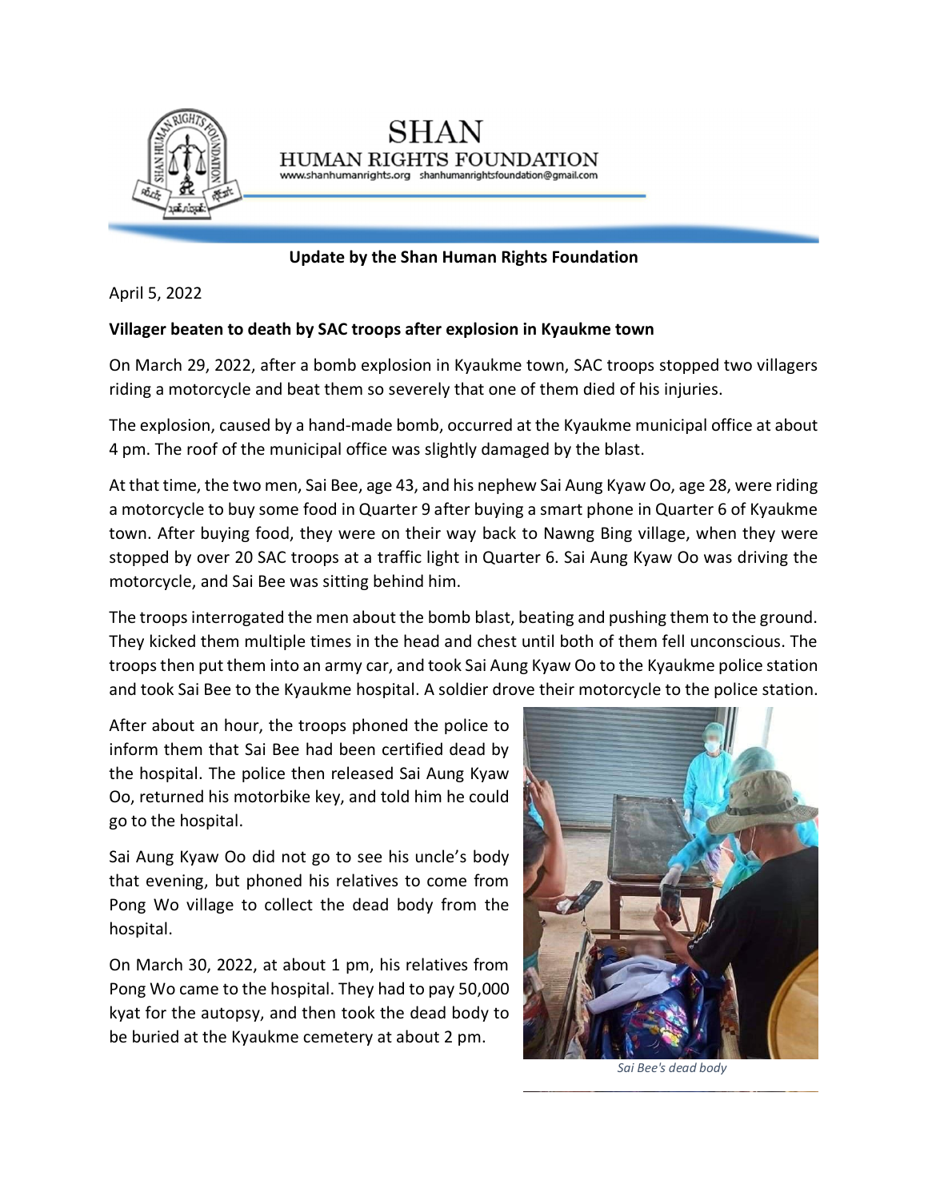# SHAN HUMAN RIGHTS FOUNDATION

www.shanhumanrights.org shanhumanrightsfoundation@gmail.com

**Update by the Shan Human Rights Foundation**

April 5, 2022

**Villager beaten to death by SAC troops after explosion in Kyaukme town**

On March 29, 2022, after a bomb explosion in Kyaukme town, SAC troops stopped two villagers riding a motorcycle and beat them so severely that one of them died of his injuries.

The explosion, caused by a hand-made bomb, occurred at the Kyaukme municipal office at about 4 pm. The roof of the municipal office was slightly damaged by the blast.

At that time, the two men, Sai Bee, age 43, and his nephew Sai Aung Kyaw Oo, age 28, were riding a motorcycle to buy some food in Quarter 9 after buying a smart phone in Quarter 6 of Kyaukme town. After buying food, they were on their way back to Nawng Bing village, when they were stopped by over 20 SAC troops at a traffic light in Quarter 6. Sai Aung Kyaw Oo was driving the motorcycle, and Sai Bee was sitting behind him.

The troops interrogated the men about the bomb blast, beating and pushing them to the ground. They kicked them multiple times in the head and chest until both of them fell unconscious. The troops then put them into an army car, and took Sai Aung Kyaw Oo to the Kyaukme police station and took Sai Bee to the Kyaukme hospital. A soldier drove their motorcycle to the police station.

After about an hour, the troops phoned the police to inform them that Sai Bee had been certified dead by the hospital. The police then released Sai Aung Kyaw Oo, returned his motorbike key, and told him he could go to the hospital.

Sai Aung Kyaw Oo did not go to see his uncle's body that evening, but phoned his relatives to come from Pong Wo village to collect the dead body from the hospital.

On March 30, 2022, at about 1 pm, his relatives from Pong Wo came to the hospital. They had to pay 50,000 kyat for the autopsy, and then took the dead body to be buried at the Kyaukme cemetery at about 2 pm.

*Sai Bee's dead body*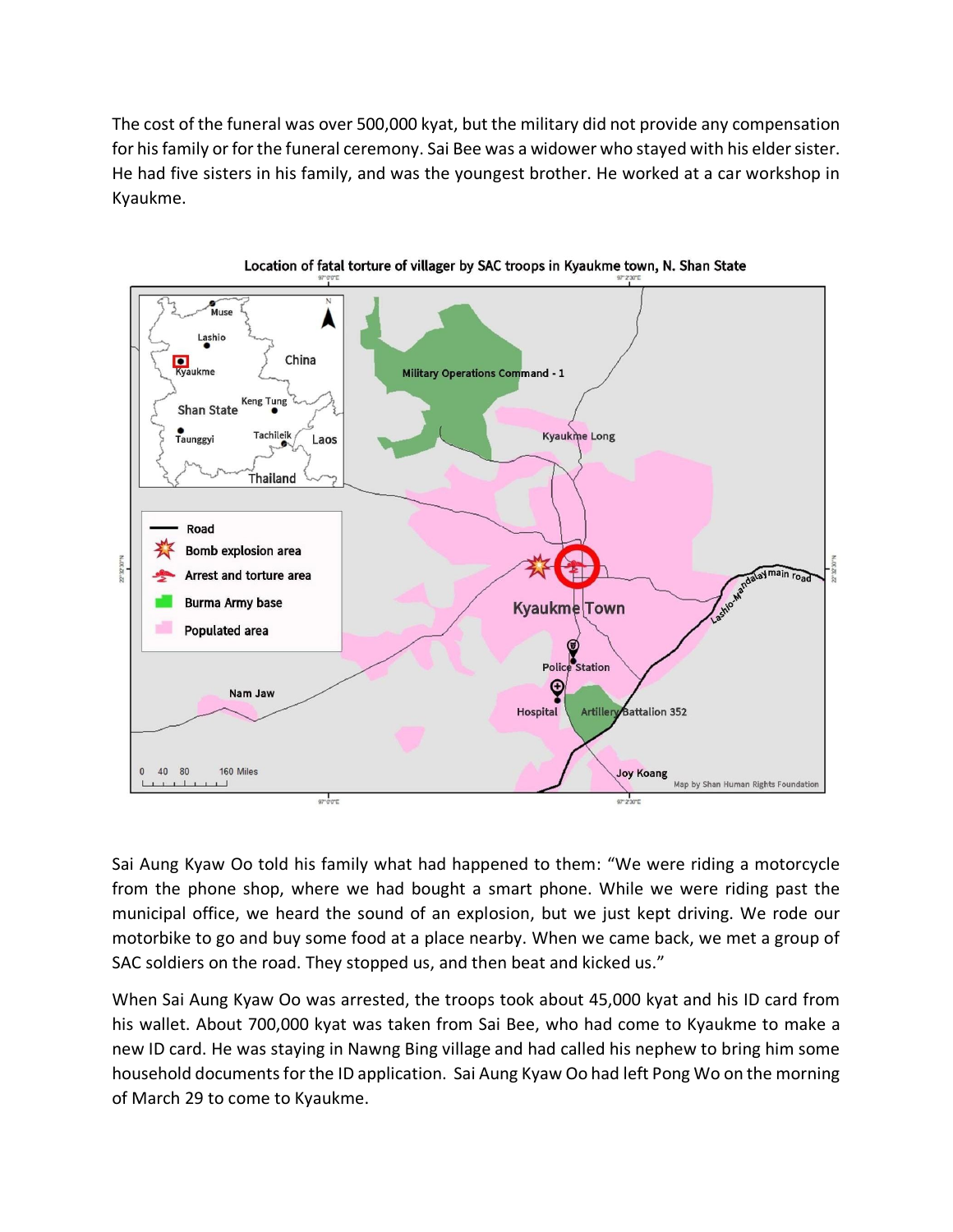The cost of the funeral was over 500,000 kyat, but the military did not provide any compensation for his family or for the funeral ceremony. Sai Bee was a widower who stayed with his elder sister. He had five sisters in his family, and was the youngest brother. He worked at a car workshop in Kyaukme.

**Location of fatal torture of villager by SAC troops in Kyaukme town, N. Shan State**

Sai Aung Kyaw Oo told his family what had happened to them: "We were riding a motorcycle from the phone shop, where we had bought a smart phone. While we were riding past the municipal office, we heard the sound of an explosion, but we just kept driving. We rode our motorbike to go and buy some food at a place nearby. When we came back, we met a group of SAC soldiers on the road. They stopped us, and then beat and kicked us."

When Sai Aung Kyaw Oo was arrested, the troops took about 45,000 kyat and his ID card from his wallet. About 700,000 kyat was taken from Sai Bee, who had come to Kyaukme to make a new ID card. He was staying in Nawng Bing village and had called his nephew to bring him some household documents for the ID application. Sai Aung Kyaw Oo had left Pong Wo on the morning of March 29 to come to Kyaukme.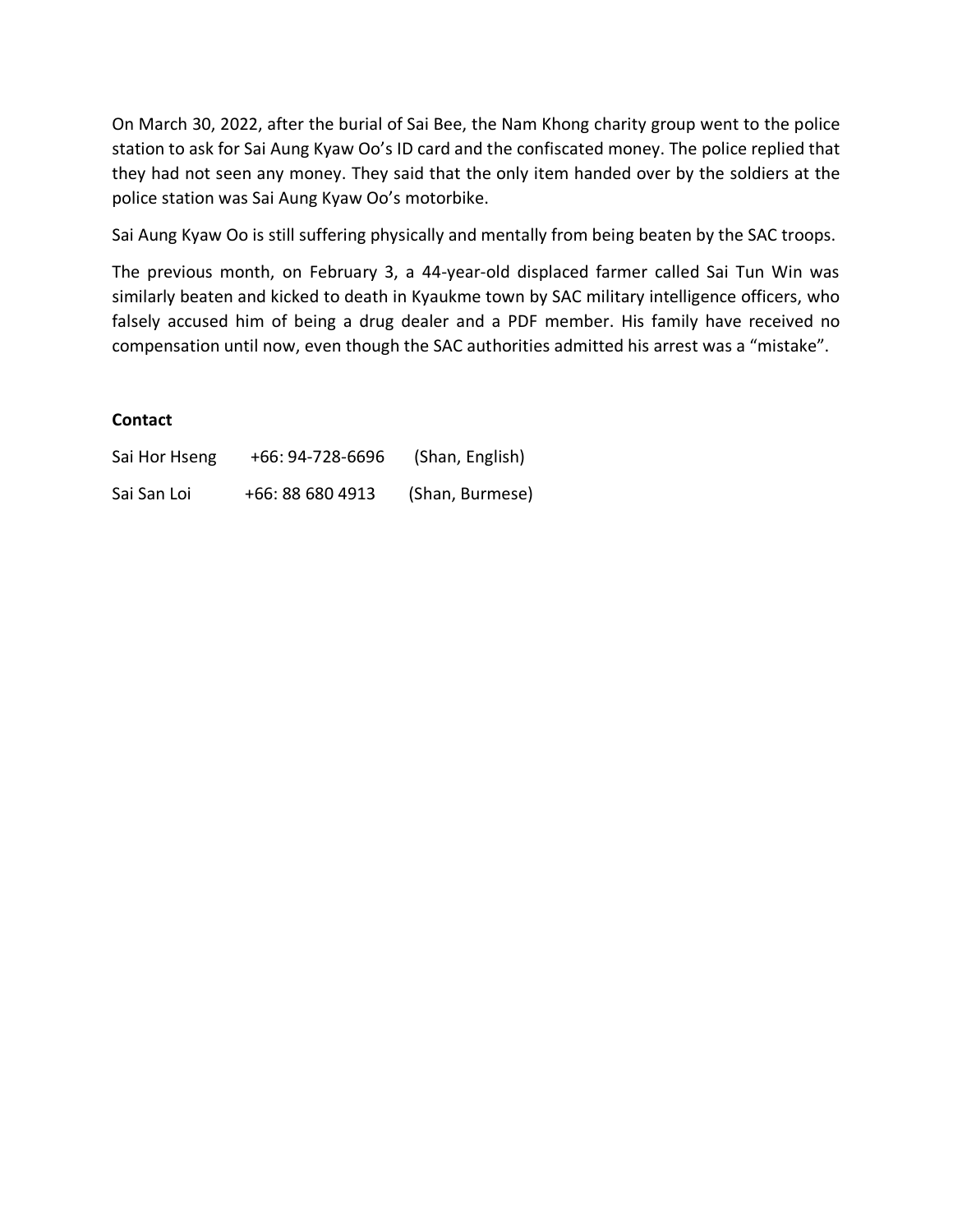On March 30, 2022, after the burial of Sai Bee, the Nam Khong charity group went to the police station to ask for Sai Aung Kyaw Oo's ID card and the confiscated money. The police replied that they had not seen any money. They said that the only item handed over by the soldiers at the police station was Sai Aung Kyaw Oo's motorbike.

Sai Aung Kyaw Oo is still suffering physically and mentally from being beaten by the SAC troops.

The previous month, on February 3, a 44-year-old displaced farmer called Sai Tun Win was similarly beaten and kicked to death in Kyaukme town by SAC military intelligence officers, who falsely accused him of being a drug dealer and a PDF member. His family have received no compensation until now, even though the SAC authorities admitted his arrest was a "mistake".

**Contact**

| | | |
|---|---|---|
| Sai Hor Hseng | +66: 94-728-6696 | (Shan, English) |
| Sai San Loi | +66: 88 680 4913 | (Shan, Burmese) |